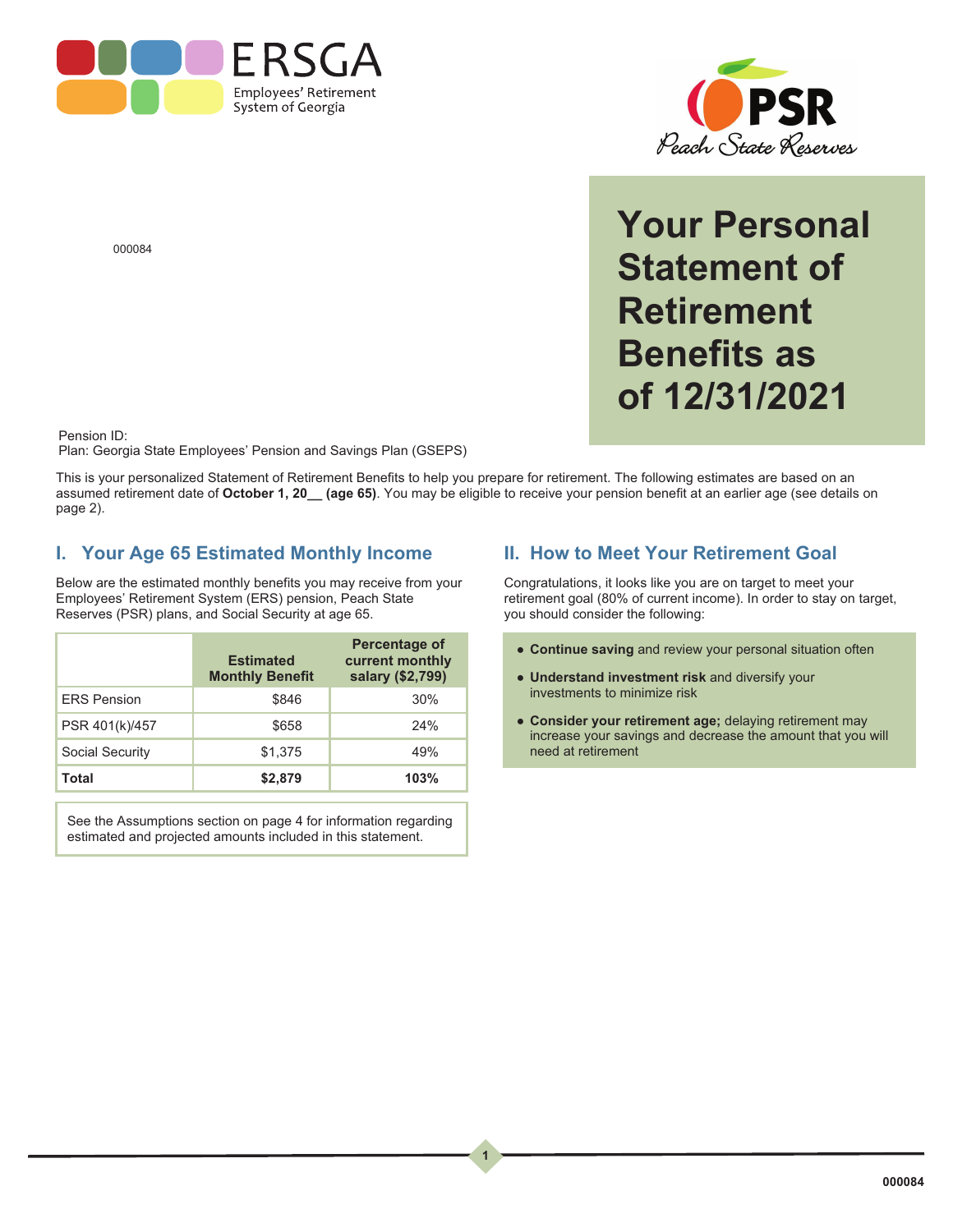ERSGA
Employees' Retirement System of Georgia

PSR
Peach State Reserves

000084

# Your Personal Statement of Retirement Benefits as of 12/31/2021

Pension ID:
Plan: Georgia State Employees' Pension and Savings Plan (GSEPS)

This is your personalized Statement of Retirement Benefits to help you prepare for retirement. The following estimates are based on an assumed retirement date of **October 1, 20__ (age 65)**. You may be eligible to receive your pension benefit at an earlier age (see details on page 2).

## I. Your Age 65 Estimated Monthly Income

Below are the estimated monthly benefits you may receive from your Employees' Retirement System (ERS) pension, Peach State Reserves (PSR) plans, and Social Security at age 65.

| | Estimated Monthly Benefit | Percentage of current monthly salary ($2,799) |
|---|---|---|
| ERS Pension | $846 | 30% |
| PSR 401(k)/457 | $658 | 24% |
| Social Security | $1,375 | 49% |
| **Total** | **$2,879** | **103%** |

See the Assumptions section on page 4 for information regarding estimated and projected amounts included in this statement.

## II. How to Meet Your Retirement Goal

Congratulations, it looks like you are on target to meet your retirement goal (80% of current income). In order to stay on target, you should consider the following:

- **Continue saving** and review your personal situation often
- **Understand investment risk** and diversify your investments to minimize risk
- **Consider your retirement age;** delaying retirement may increase your savings and decrease the amount that you will need at retirement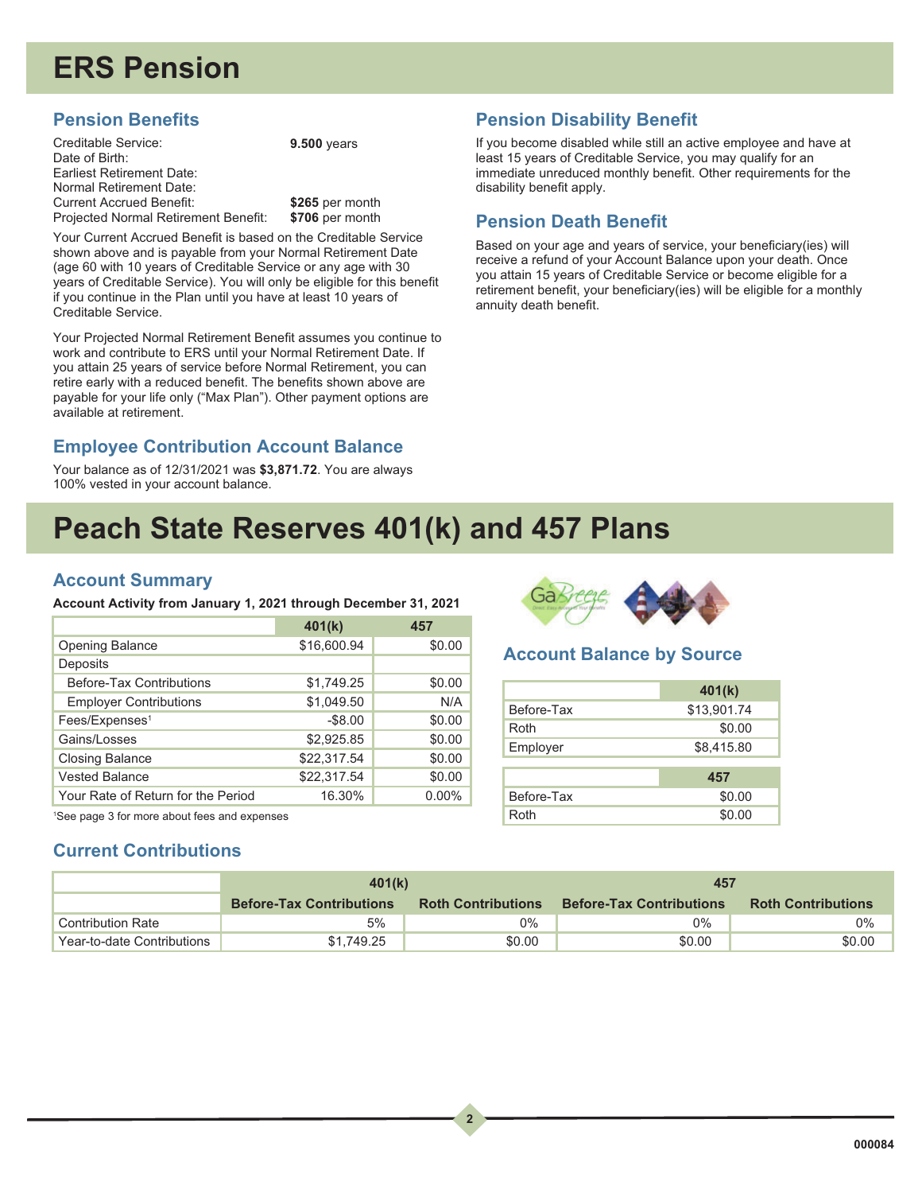# ERS Pension

## Pension Benefits

| | |
|---|---|
| Creditable Service: | **9.500** years |
| Date of Birth: | |
| Earliest Retirement Date: | |
| Normal Retirement Date: | |
| Current Accrued Benefit: | **$265** per month |
| Projected Normal Retirement Benefit: | **$706** per month |

Your Current Accrued Benefit is based on the Creditable Service shown above and is payable from your Normal Retirement Date (age 60 with 10 years of Creditable Service or any age with 30 years of Creditable Service). You will only be eligible for this benefit if you continue in the Plan until you have at least 10 years of Creditable Service.

Your Projected Normal Retirement Benefit assumes you continue to work and contribute to ERS until your Normal Retirement Date. If you attain 25 years of service before Normal Retirement, you can retire early with a reduced benefit. The benefits shown above are payable for your life only ("Max Plan"). Other payment options are available at retirement.

## Employee Contribution Account Balance

Your balance as of 12/31/2021 was **$3,871.72**. You are always 100% vested in your account balance.

## Pension Disability Benefit

If you become disabled while still an active employee and have at least 15 years of Creditable Service, you may qualify for an immediate unreduced monthly benefit. Other requirements for the disability benefit apply.

## Pension Death Benefit

Based on your age and years of service, your beneficiary(ies) will receive a refund of your Account Balance upon your death. Once you attain 15 years of Creditable Service or become eligible for a retirement benefit, your beneficiary(ies) will be eligible for a monthly annuity death benefit.

# Peach State Reserves 401(k) and 457 Plans

## Account Summary

**Account Activity from January 1, 2021 through December 31, 2021**

| | 401(k) | 457 |
|---|---|---|
| Opening Balance | $16,600.94 | $0.00 |
| Deposits | | |
| Before-Tax Contributions | $1,749.25 | $0.00 |
| Employer Contributions | $1,049.50 | N/A |
| Fees/Expenses[1] | -$8.00 | $0.00 |
| Gains/Losses | $2,925.85 | $0.00 |
| Closing Balance | $22,317.54 | $0.00 |
| Vested Balance | $22,317.54 | $0.00 |
| Your Rate of Return for the Period | 16.30% | 0.00% |

[1]See page 3 for more about fees and expenses

## Account Balance by Source

| | 401(k) |
|---|---|
| Before-Tax | $13,901.74 |
| Roth | $0.00 |
| Employer | $8,415.80 |

| | 457 |
|---|---|
| Before-Tax | $0.00 |
| Roth | $0.00 |

## Current Contributions

| | 401(k) | | 457 | |
|---|---|---|---|---|
| | Before-Tax Contributions | Roth Contributions | Before-Tax Contributions | Roth Contributions |
| Contribution Rate | 5% | 0% | 0% | 0% |
| Year-to-date Contributions | $1,749.25 | $0.00 | $0.00 | $0.00 |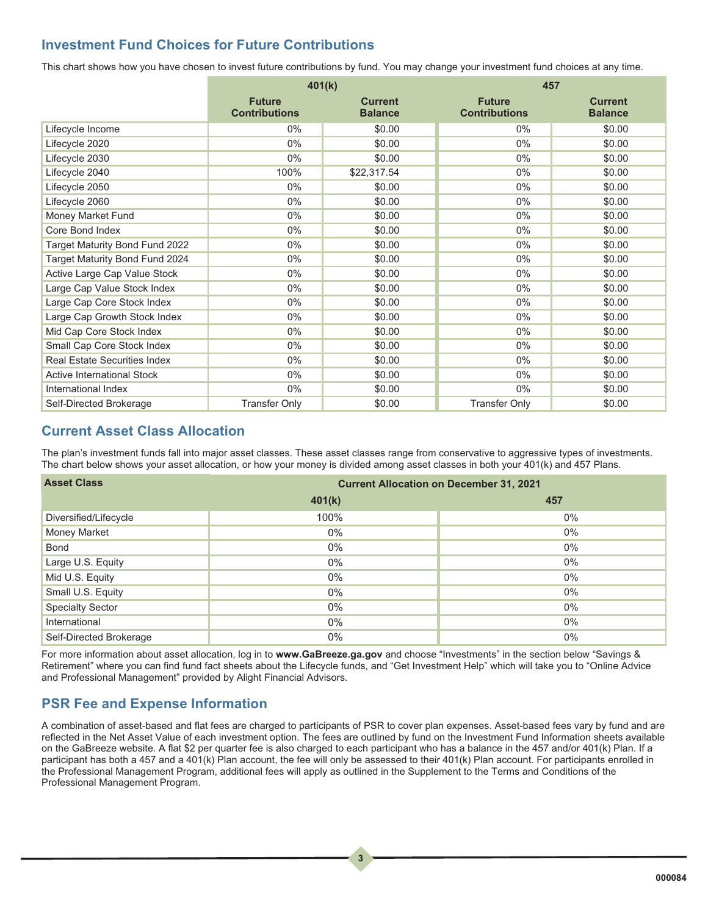## Investment Fund Choices for Future Contributions

This chart shows how you have chosen to invest future contributions by fund. You may change your investment fund choices at any time.

| | 401(k) | | 457 | |
|---|---|---|---|---|
| | Future Contributions | Current Balance | Future Contributions | Current Balance |
| Lifecycle Income | 0% | $0.00 | 0% | $0.00 |
| Lifecycle 2020 | 0% | $0.00 | 0% | $0.00 |
| Lifecycle 2030 | 0% | $0.00 | 0% | $0.00 |
| Lifecycle 2040 | 100% | $22,317.54 | 0% | $0.00 |
| Lifecycle 2050 | 0% | $0.00 | 0% | $0.00 |
| Lifecycle 2060 | 0% | $0.00 | 0% | $0.00 |
| Money Market Fund | 0% | $0.00 | 0% | $0.00 |
| Core Bond Index | 0% | $0.00 | 0% | $0.00 |
| Target Maturity Bond Fund 2022 | 0% | $0.00 | 0% | $0.00 |
| Target Maturity Bond Fund 2024 | 0% | $0.00 | 0% | $0.00 |
| Active Large Cap Value Stock | 0% | $0.00 | 0% | $0.00 |
| Large Cap Value Stock Index | 0% | $0.00 | 0% | $0.00 |
| Large Cap Core Stock Index | 0% | $0.00 | 0% | $0.00 |
| Large Cap Growth Stock Index | 0% | $0.00 | 0% | $0.00 |
| Mid Cap Core Stock Index | 0% | $0.00 | 0% | $0.00 |
| Small Cap Core Stock Index | 0% | $0.00 | 0% | $0.00 |
| Real Estate Securities Index | 0% | $0.00 | 0% | $0.00 |
| Active International Stock | 0% | $0.00 | 0% | $0.00 |
| International Index | 0% | $0.00 | 0% | $0.00 |
| Self-Directed Brokerage | Transfer Only | $0.00 | Transfer Only | $0.00 |

## Current Asset Class Allocation

The plan's investment funds fall into major asset classes. These asset classes range from conservative to aggressive types of investments. The chart below shows your asset allocation, or how your money is divided among asset classes in both your 401(k) and 457 Plans.

| Asset Class | Current Allocation on December 31, 2021 | |
|---|---|---|
| | 401(k) | 457 |
| Diversified/Lifecycle | 100% | 0% |
| Money Market | 0% | 0% |
| Bond | 0% | 0% |
| Large U.S. Equity | 0% | 0% |
| Mid U.S. Equity | 0% | 0% |
| Small U.S. Equity | 0% | 0% |
| Specialty Sector | 0% | 0% |
| International | 0% | 0% |
| Self-Directed Brokerage | 0% | 0% |

For more information about asset allocation, log in to **www.GaBreeze.ga.gov** and choose "Investments" in the section below "Savings & Retirement" where you can find fund fact sheets about the Lifecycle funds, and "Get Investment Help" which will take you to "Online Advice and Professional Management" provided by Alight Financial Advisors.

## PSR Fee and Expense Information

A combination of asset-based and flat fees are charged to participants of PSR to cover plan expenses. Asset-based fees vary by fund and are reflected in the Net Asset Value of each investment option. The fees are outlined by fund on the Investment Fund Information sheets available on the GaBreeze website. A flat $2 per quarter fee is also charged to each participant who has a balance in the 457 and/or 401(k) Plan. If a participant has both a 457 and a 401(k) Plan account, the fee will only be assessed to their 401(k) Plan account. For participants enrolled in the Professional Management Program, additional fees will apply as outlined in the Supplement to the Terms and Conditions of the Professional Management Program.

000084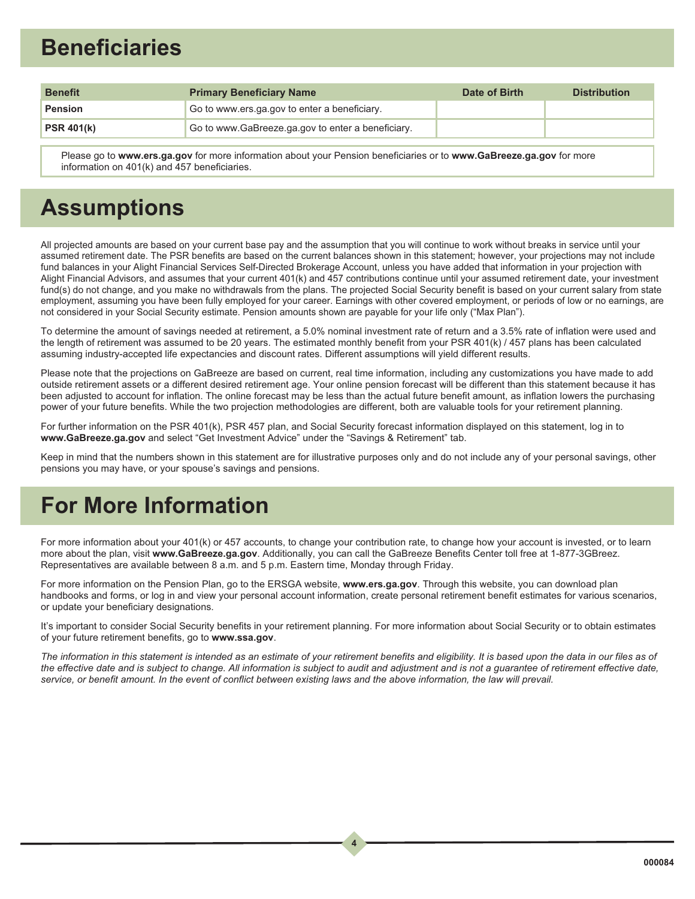# Beneficiaries

| Benefit | Primary Beneficiary Name | Date of Birth | Distribution |
|---|---|---|---|
| **Pension** | Go to www.ers.ga.gov to enter a beneficiary. | | |
| **PSR 401(k)** | Go to www.GaBreeze.ga.gov to enter a beneficiary. | | |

Please go to **www.ers.ga.gov** for more information about your Pension beneficiaries or to **www.GaBreeze.ga.gov** for more information on 401(k) and 457 beneficiaries.

# Assumptions

All projected amounts are based on your current base pay and the assumption that you will continue to work without breaks in service until your assumed retirement date. The PSR benefits are based on the current balances shown in this statement; however, your projections may not include fund balances in your Alight Financial Services Self-Directed Brokerage Account, unless you have added that information in your projection with Alight Financial Advisors, and assumes that your current 401(k) and 457 contributions continue until your assumed retirement date, your investment fund(s) do not change, and you make no withdrawals from the plans. The projected Social Security benefit is based on your current salary from state employment, assuming you have been fully employed for your career. Earnings with other covered employment, or periods of low or no earnings, are not considered in your Social Security estimate. Pension amounts shown are payable for your life only ("Max Plan").

To determine the amount of savings needed at retirement, a 5.0% nominal investment rate of return and a 3.5% rate of inflation were used and the length of retirement was assumed to be 20 years. The estimated monthly benefit from your PSR 401(k) / 457 plans has been calculated assuming industry-accepted life expectancies and discount rates. Different assumptions will yield different results.

Please note that the projections on GaBreeze are based on current, real time information, including any customizations you have made to add outside retirement assets or a different desired retirement age. Your online pension forecast will be different than this statement because it has been adjusted to account for inflation. The online forecast may be less than the actual future benefit amount, as inflation lowers the purchasing power of your future benefits. While the two projection methodologies are different, both are valuable tools for your retirement planning.

For further information on the PSR 401(k), PSR 457 plan, and Social Security forecast information displayed on this statement, log in to **www.GaBreeze.ga.gov** and select "Get Investment Advice" under the "Savings & Retirement" tab.

Keep in mind that the numbers shown in this statement are for illustrative purposes only and do not include any of your personal savings, other pensions you may have, or your spouse's savings and pensions.

# For More Information

For more information about your 401(k) or 457 accounts, to change your contribution rate, to change how your account is invested, or to learn more about the plan, visit **www.GaBreeze.ga.gov**. Additionally, you can call the GaBreeze Benefits Center toll free at 1-877-3GBreez. Representatives are available between 8 a.m. and 5 p.m. Eastern time, Monday through Friday.

For more information on the Pension Plan, go to the ERSGA website, **www.ers.ga.gov**. Through this website, you can download plan handbooks and forms, or log in and view your personal account information, create personal retirement benefit estimates for various scenarios, or update your beneficiary designations.

It's important to consider Social Security benefits in your retirement planning. For more information about Social Security or to obtain estimates of your future retirement benefits, go to **www.ssa.gov**.

*The information in this statement is intended as an estimate of your retirement benefits and eligibility. It is based upon the data in our files as of the effective date and is subject to change. All information is subject to audit and adjustment and is not a guarantee of retirement effective date, service, or benefit amount. In the event of conflict between existing laws and the above information, the law will prevail.*

000084